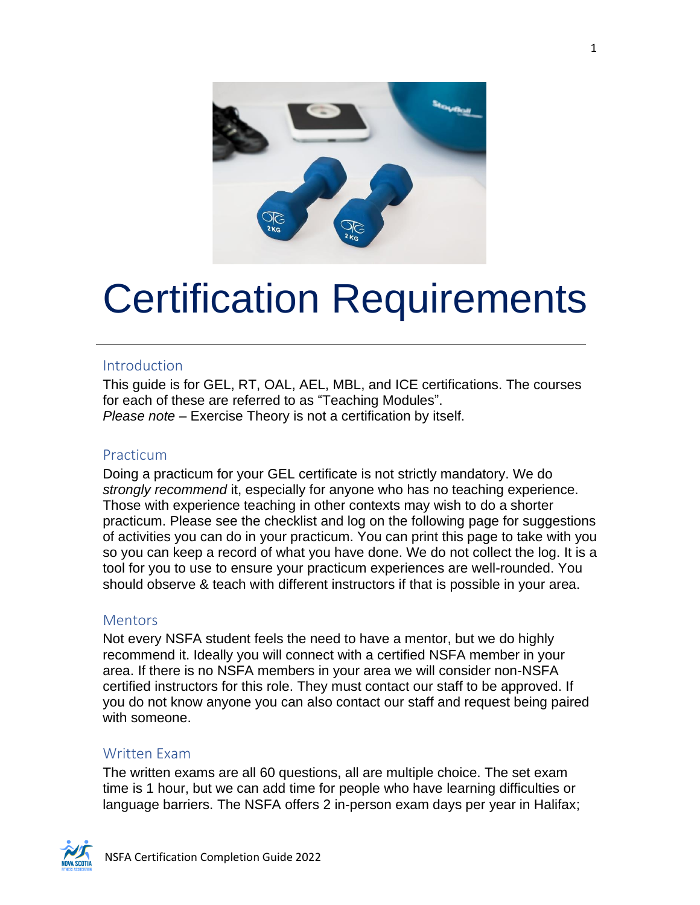# Certification Requirements

## Introduction

This guide is for GEL, RT, OAL, AEL, MBL, and ICE certifications. The courses for each of these are referred to as "Teaching Modules".
*Please note* – Exercise Theory is not a certification by itself.

## Practicum

Doing a practicum for your GEL certificate is not strictly mandatory. We do *strongly recommend* it, especially for anyone who has no teaching experience. Those with experience teaching in other contexts may wish to do a shorter practicum. Please see the checklist and log on the following page for suggestions of activities you can do in your practicum. You can print this page to take with you so you can keep a record of what you have done. We do not collect the log. It is a tool for you to use to ensure your practicum experiences are well-rounded. You should observe & teach with different instructors if that is possible in your area.

## Mentors

Not every NSFA student feels the need to have a mentor, but we do highly recommend it. Ideally you will connect with a certified NSFA member in your area. If there is no NSFA members in your area we will consider non-NSFA certified instructors for this role. They must contact our staff to be approved. If you do not know anyone you can also contact our staff and request being paired with someone.

## Written Exam

The written exams are all 60 questions, all are multiple choice. The set exam time is 1 hour, but we can add time for people who have learning difficulties or language barriers. The NSFA offers 2 in-person exam days per year in Halifax;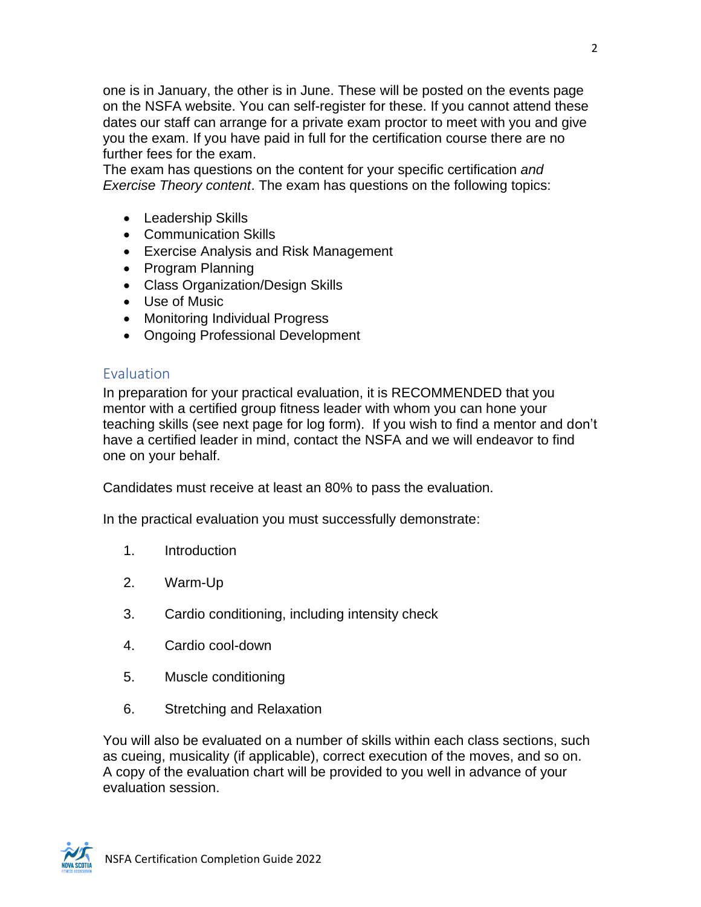one is in January, the other is in June. These will be posted on the events page on the NSFA website. You can self-register for these. If you cannot attend these dates our staff can arrange for a private exam proctor to meet with you and give you the exam. If you have paid in full for the certification course there are no further fees for the exam.

The exam has questions on the content for your specific certification *and Exercise Theory content*. The exam has questions on the following topics:

- Leadership Skills
- Communication Skills
- Exercise Analysis and Risk Management
- Program Planning
- Class Organization/Design Skills
- Use of Music
- Monitoring Individual Progress
- Ongoing Professional Development

## Evaluation

In preparation for your practical evaluation, it is RECOMMENDED that you mentor with a certified group fitness leader with whom you can hone your teaching skills (see next page for log form). If you wish to find a mentor and don't have a certified leader in mind, contact the NSFA and we will endeavor to find one on your behalf.

Candidates must receive at least an 80% to pass the evaluation.

In the practical evaluation you must successfully demonstrate:

1. Introduction
2. Warm-Up
3. Cardio conditioning, including intensity check
4. Cardio cool-down
5. Muscle conditioning
6. Stretching and Relaxation

You will also be evaluated on a number of skills within each class sections, such as cueing, musicality (if applicable), correct execution of the moves, and so on. A copy of the evaluation chart will be provided to you well in advance of your evaluation session.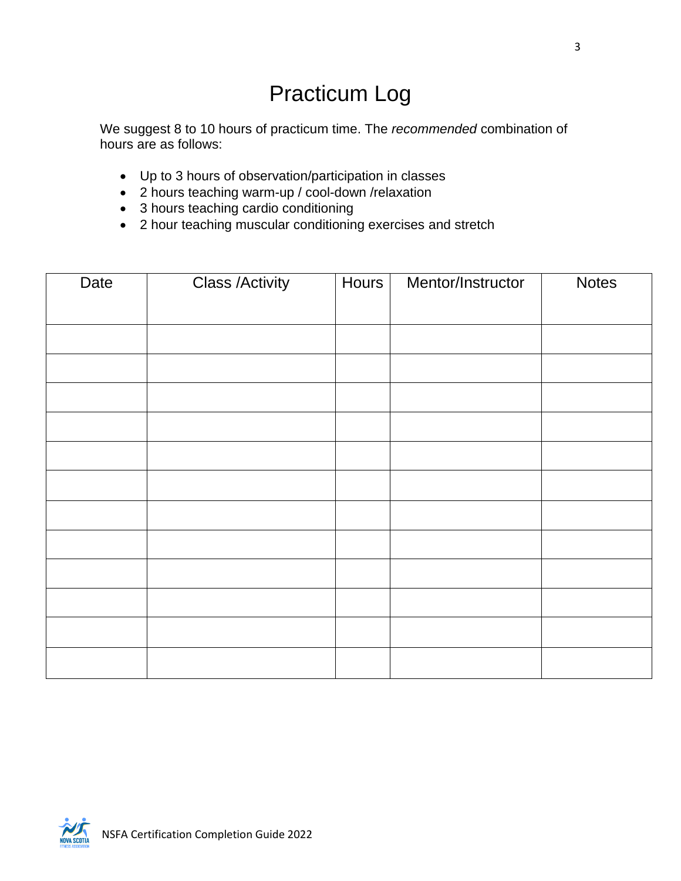# Practicum Log

We suggest 8 to 10 hours of practicum time. The *recommended* combination of hours are as follows:

- Up to 3 hours of observation/participation in classes
- 2 hours teaching warm-up / cool-down /relaxation
- 3 hours teaching cardio conditioning
- 2 hour teaching muscular conditioning exercises and stretch

| Date | Class /Activity | Hours | Mentor/Instructor | Notes |
|---|---|---|---|---|
| | | | | |
| | | | | |
| | | | | |
| | | | | |
| | | | | |
| | | | | |
| | | | | |
| | | | | |
| | | | | |
| | | | | |
| | | | | |
| | | | | |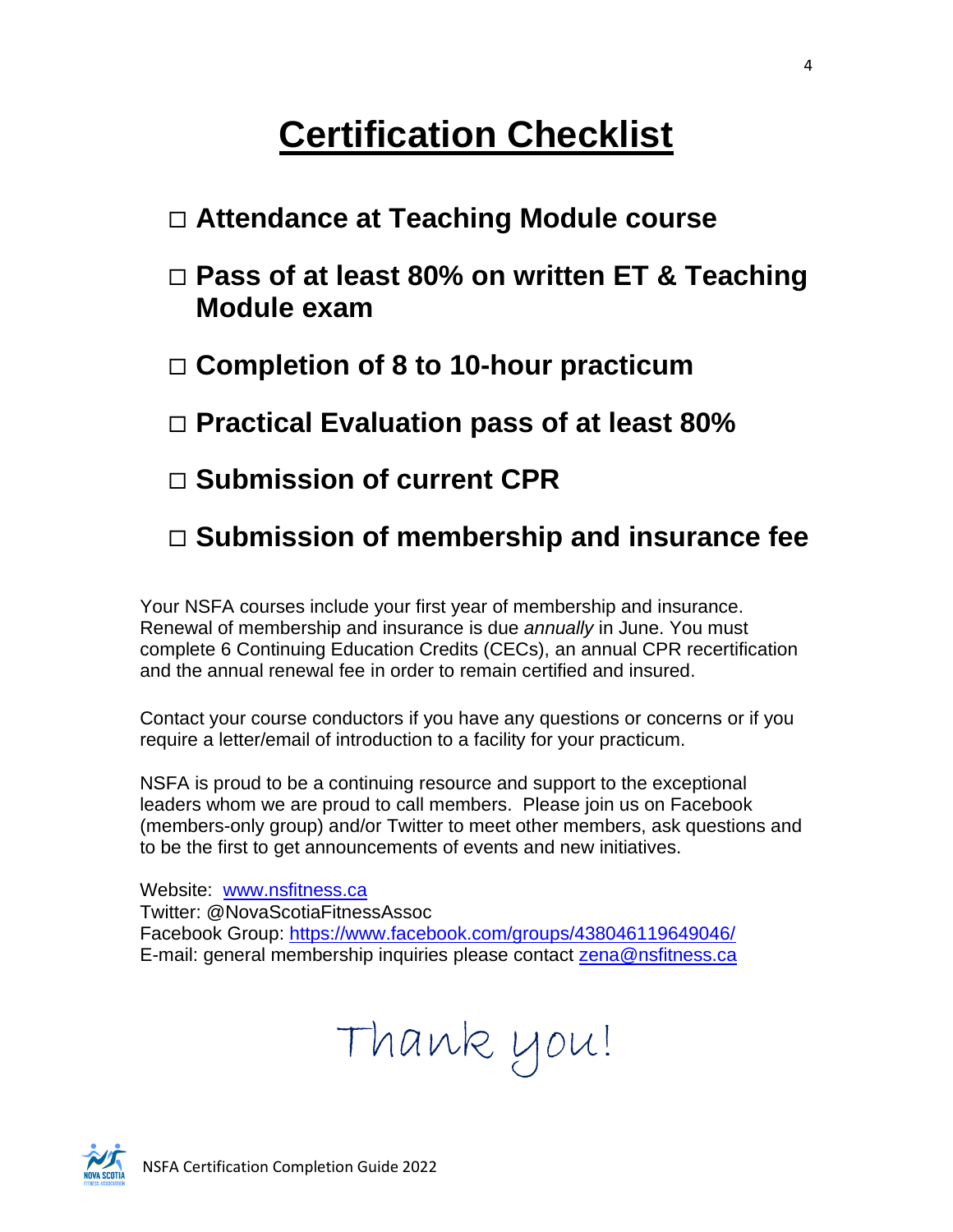# Certification Checklist

- □ **Attendance at Teaching Module course**
- □ **Pass of at least 80% on written ET & Teaching Module exam**
- □ **Completion of 8 to 10-hour practicum**
- □ **Practical Evaluation pass of at least 80%**
- □ **Submission of current CPR**
- □ **Submission of membership and insurance fee**

Your NSFA courses include your first year of membership and insurance. Renewal of membership and insurance is due *annually* in June. You must complete 6 Continuing Education Credits (CECs), an annual CPR recertification and the annual renewal fee in order to remain certified and insured.

Contact your course conductors if you have any questions or concerns or if you require a letter/email of introduction to a facility for your practicum.

NSFA is proud to be a continuing resource and support to the exceptional leaders whom we are proud to call members. Please join us on Facebook (members-only group) and/or Twitter to meet other members, ask questions and to be the first to get announcements of events and new initiatives.

Website: [www.nsfitness.ca](http://www.nsfitness.ca)
Twitter: @NovaScotiaFitnessAssoc
Facebook Group: [https://www.facebook.com/groups/438046119649046/](https://www.facebook.com/groups/438046119649046/)
E-mail: general membership inquiries please contact [zena@nsfitness.ca](mailto:zena@nsfitness.ca)

Thank you!